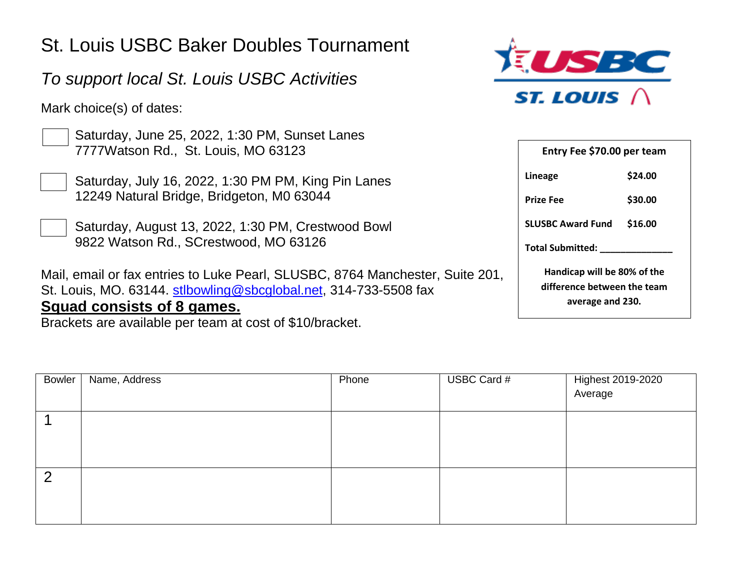# St. Louis USBC Baker Doubles Tournament

*To support local St. Louis USBC Activities*

Mark choice(s) of dates:

☐ Saturday, June 25, 2022, 1:30 PM, Sunset Lanes
7777Watson Rd., St. Louis, MO 63123

☐ Saturday, July 16, 2022, 1:30 PM PM, King Pin Lanes
12249 Natural Bridge, Bridgeton, M0 63044

☐ Saturday, August 13, 2022, 1:30 PM, Crestwood Bowl
9822 Watson Rd., SCrestwood, MO 63126

Mail, email or fax entries to Luke Pearl, SLUSBC, 8764 Manchester, Suite 201, St. Louis, MO. 63144. stlbowling@sbcglobal.net, 314-733-5508 fax

**Squad consists of 8 games.**

Brackets are available per team at cost of $10/bracket.

**Entry Fee $70.00 per team**

| | |
|---|---|
| **Lineage** | **$24.00** |
| **Prize Fee** | **$30.00** |
| **SLUSBC Award Fund** | **$16.00** |
| **Total Submitted:** ______________ | |

**Handicap will be 80% of the difference between the team average and 230.**

| Bowler | Name, Address | Phone | USBC Card # | Highest 2019-2020 Average |
|---|---|---|---|---|
| 1 | | | | |
| 2 | | | | |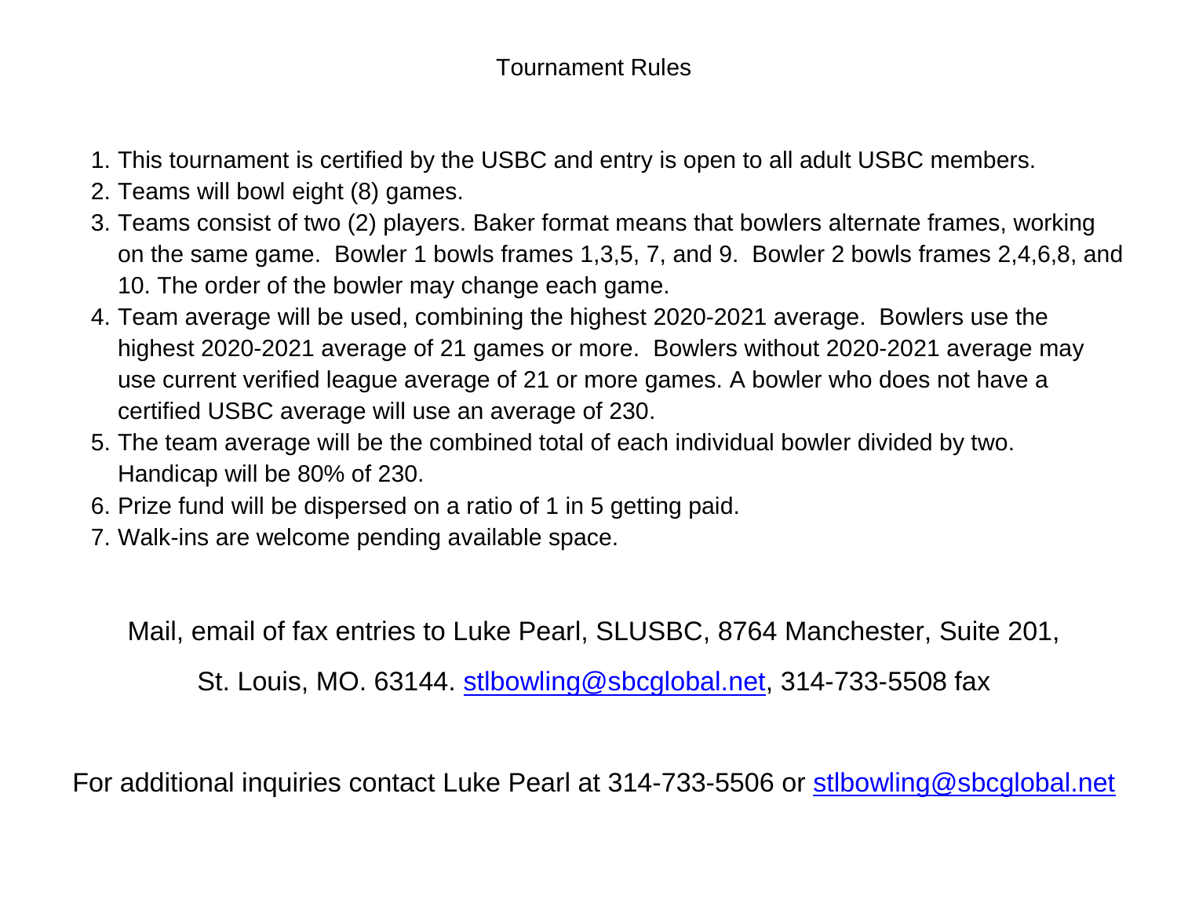# Tournament Rules

1. This tournament is certified by the USBC and entry is open to all adult USBC members.
2. Teams will bowl eight (8) games.
3. Teams consist of two (2) players. Baker format means that bowlers alternate frames, working on the same game. Bowler 1 bowls frames 1,3,5, 7, and 9. Bowler 2 bowls frames 2,4,6,8, and 10. The order of the bowler may change each game.
4. Team average will be used, combining the highest 2020-2021 average. Bowlers use the highest 2020-2021 average of 21 games or more. Bowlers without 2020-2021 average may use current verified league average of 21 or more games. A bowler who does not have a certified USBC average will use an average of 230.
5. The team average will be the combined total of each individual bowler divided by two. Handicap will be 80% of 230.
6. Prize fund will be dispersed on a ratio of 1 in 5 getting paid.
7. Walk-ins are welcome pending available space.

Mail, email of fax entries to Luke Pearl, SLUSBC, 8764 Manchester, Suite 201,

St. Louis, MO. 63144. stlbowling@sbcglobal.net, 314-733-5508 fax

For additional inquiries contact Luke Pearl at 314-733-5506 or stlbowling@sbcglobal.net